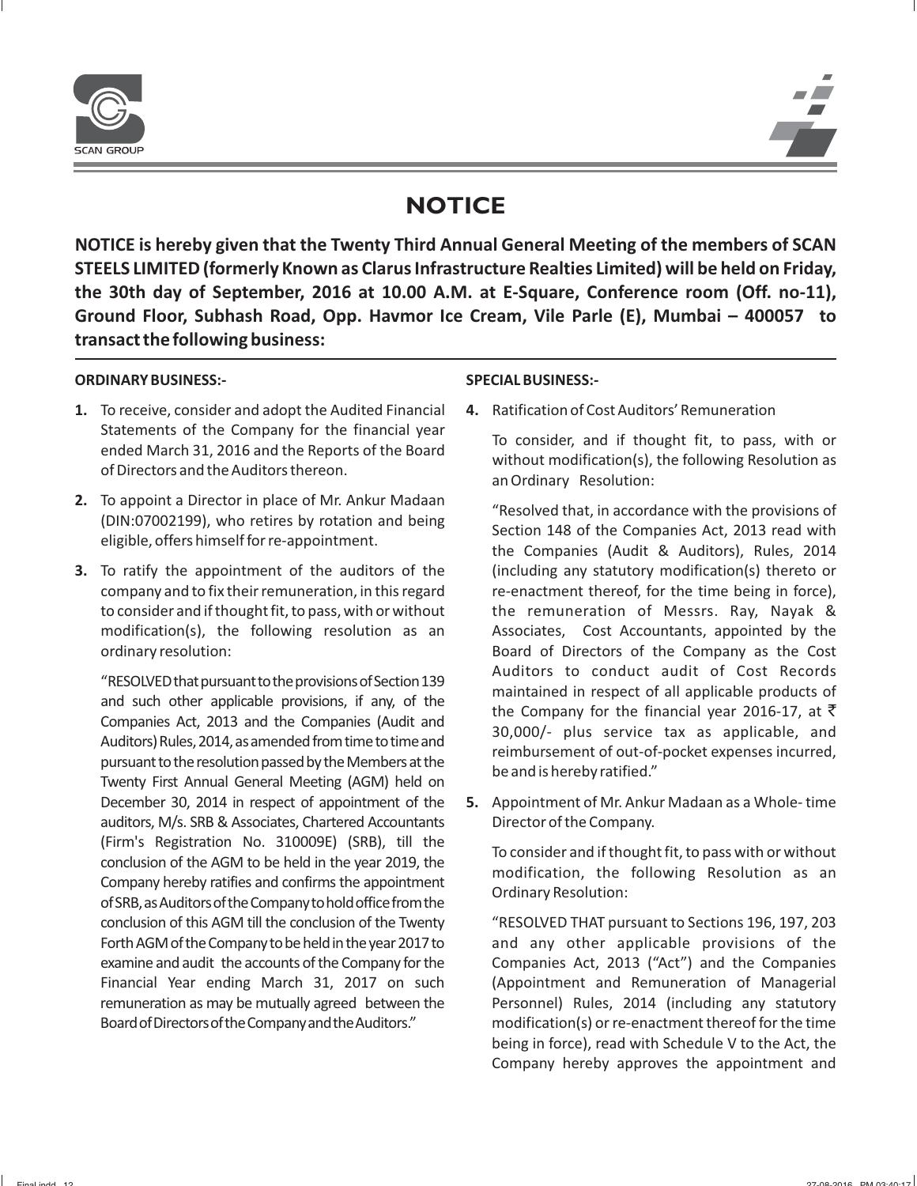# NOTICE

**NOTICE is hereby given that the Twenty Third Annual General Meeting of the members of SCAN STEELS LIMITED (formerly Known as Clarus Infrastructure Realties Limited) will be held on Friday, the 30th day of September, 2016 at 10.00 A.M. at E-Square, Conference room (Off. no-11), Ground Floor, Subhash Road, Opp. Havmor Ice Cream, Vile Parle (E), Mumbai – 400057 to transact the following business:**

**ORDINARY BUSINESS:-**

**1.** To receive, consider and adopt the Audited Financial Statements of the Company for the financial year ended March 31, 2016 and the Reports of the Board of Directors and the Auditors thereon.

**2.** To appoint a Director in place of Mr. Ankur Madaan (DIN:07002199), who retires by rotation and being eligible, offers himself for re-appointment.

**3.** To ratify the appointment of the auditors of the company and to fix their remuneration, in this regard to consider and if thought fit, to pass, with or without modification(s), the following resolution as an ordinary resolution:

"RESOLVED that pursuant to the provisions of Section 139 and such other applicable provisions, if any, of the Companies Act, 2013 and the Companies (Audit and Auditors) Rules, 2014, as amended from time to time and pursuant to the resolution passed by the Members at the Twenty First Annual General Meeting (AGM) held on December 30, 2014 in respect of appointment of the auditors, M/s. SRB & Associates, Chartered Accountants (Firm's Registration No. 310009E) (SRB), till the conclusion of the AGM to be held in the year 2019, the Company hereby ratifies and confirms the appointment of SRB, as Auditors of the Company to hold office from the conclusion of this AGM till the conclusion of the Twenty Forth AGM of the Company to be held in the year 2017 to examine and audit the accounts of the Company for the Financial Year ending March 31, 2017 on such remuneration as may be mutually agreed between the Board of Directors of the Company and the Auditors."

**SPECIAL BUSINESS:-**

**4.** Ratification of Cost Auditors' Remuneration

To consider, and if thought fit, to pass, with or without modification(s), the following Resolution as an Ordinary Resolution:

"Resolved that, in accordance with the provisions of Section 148 of the Companies Act, 2013 read with the Companies (Audit & Auditors), Rules, 2014 (including any statutory modification(s) thereto or re-enactment thereof, for the time being in force), the remuneration of Messrs. Ray, Nayak & Associates, Cost Accountants, appointed by the Board of Directors of the Company as the Cost Auditors to conduct audit of Cost Records maintained in respect of all applicable products of the Company for the financial year 2016-17, at ₹ 30,000/- plus service tax as applicable, and reimbursement of out-of-pocket expenses incurred, be and is hereby ratified."

**5.** Appointment of Mr. Ankur Madaan as a Whole- time Director of the Company.

To consider and if thought fit, to pass with or without modification, the following Resolution as an Ordinary Resolution:

"RESOLVED THAT pursuant to Sections 196, 197, 203 and any other applicable provisions of the Companies Act, 2013 ("Act") and the Companies (Appointment and Remuneration of Managerial Personnel) Rules, 2014 (including any statutory modification(s) or re-enactment thereof for the time being in force), read with Schedule V to the Act, the Company hereby approves the appointment and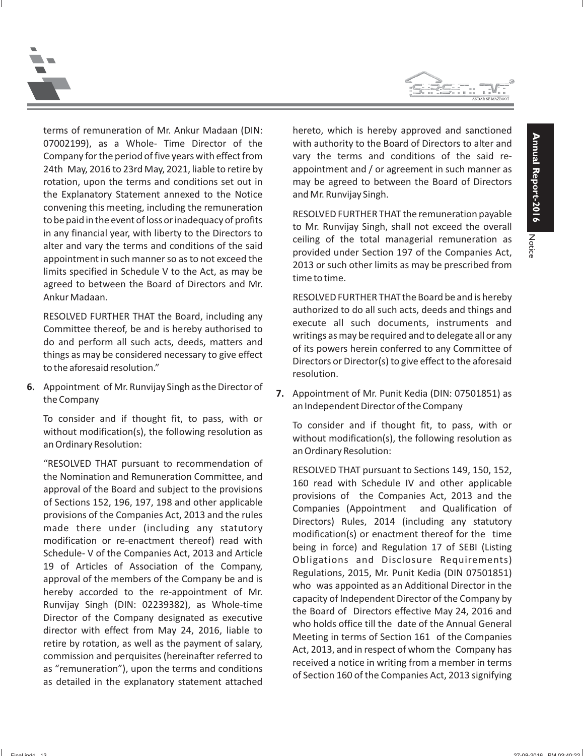terms of remuneration of Mr. Ankur Madaan (DIN: 07002199), as a Whole- Time Director of the Company for the period of five years with effect from 24th May, 2016 to 23rd May, 2021, liable to retire by rotation, upon the terms and conditions set out in the Explanatory Statement annexed to the Notice convening this meeting, including the remuneration to be paid in the event of loss or inadequacy of profits in any financial year, with liberty to the Directors to alter and vary the terms and conditions of the said appointment in such manner so as to not exceed the limits specified in Schedule V to the Act, as may be agreed to between the Board of Directors and Mr. Ankur Madaan.

RESOLVED FURTHER THAT the Board, including any Committee thereof, be and is hereby authorised to do and perform all such acts, deeds, matters and things as may be considered necessary to give effect to the aforesaid resolution."

**6.** Appointment of Mr. Runvijay Singh as the Director of the Company

To consider and if thought fit, to pass, with or without modification(s), the following resolution as an Ordinary Resolution:

"RESOLVED THAT pursuant to recommendation of the Nomination and Remuneration Committee, and approval of the Board and subject to the provisions of Sections 152, 196, 197, 198 and other applicable provisions of the Companies Act, 2013 and the rules made there under (including any statutory modification or re-enactment thereof) read with Schedule- V of the Companies Act, 2013 and Article 19 of Articles of Association of the Company, approval of the members of the Company be and is hereby accorded to the re-appointment of Mr. Runvijay Singh (DIN: 02239382), as Whole-time Director of the Company designated as executive director with effect from May 24, 2016, liable to retire by rotation, as well as the payment of salary, commission and perquisites (hereinafter referred to as "remuneration"), upon the terms and conditions as detailed in the explanatory statement attached hereto, which is hereby approved and sanctioned with authority to the Board of Directors to alter and vary the terms and conditions of the said re-appointment and / or agreement in such manner as may be agreed to between the Board of Directors and Mr. Runvijay Singh.

RESOLVED FURTHER THAT the remuneration payable to Mr. Runvijay Singh, shall not exceed the overall ceiling of the total managerial remuneration as provided under Section 197 of the Companies Act, 2013 or such other limits as may be prescribed from time to time.

RESOLVED FURTHER THAT the Board be and is hereby authorized to do all such acts, deeds and things and execute all such documents, instruments and writings as may be required and to delegate all or any of its powers herein conferred to any Committee of Directors or Director(s) to give effect to the aforesaid resolution.

**7.** Appointment of Mr. Punit Kedia (DIN: 07501851) as an Independent Director of the Company

To consider and if thought fit, to pass, with or without modification(s), the following resolution as an Ordinary Resolution:

RESOLVED THAT pursuant to Sections 149, 150, 152, 160 read with Schedule IV and other applicable provisions of the Companies Act, 2013 and the Companies (Appointment and Qualification of Directors) Rules, 2014 (including any statutory modification(s) or enactment thereof for the time being in force) and Regulation 17 of SEBI (Listing Obligations and Disclosure Requirements) Regulations, 2015, Mr. Punit Kedia (DIN 07501851) who was appointed as an Additional Director in the capacity of Independent Director of the Company by the Board of Directors effective May 24, 2016 and who holds office till the date of the Annual General Meeting in terms of Section 161 of the Companies Act, 2013, and in respect of whom the Company has received a notice in writing from a member in terms of Section 160 of the Companies Act, 2013 signifying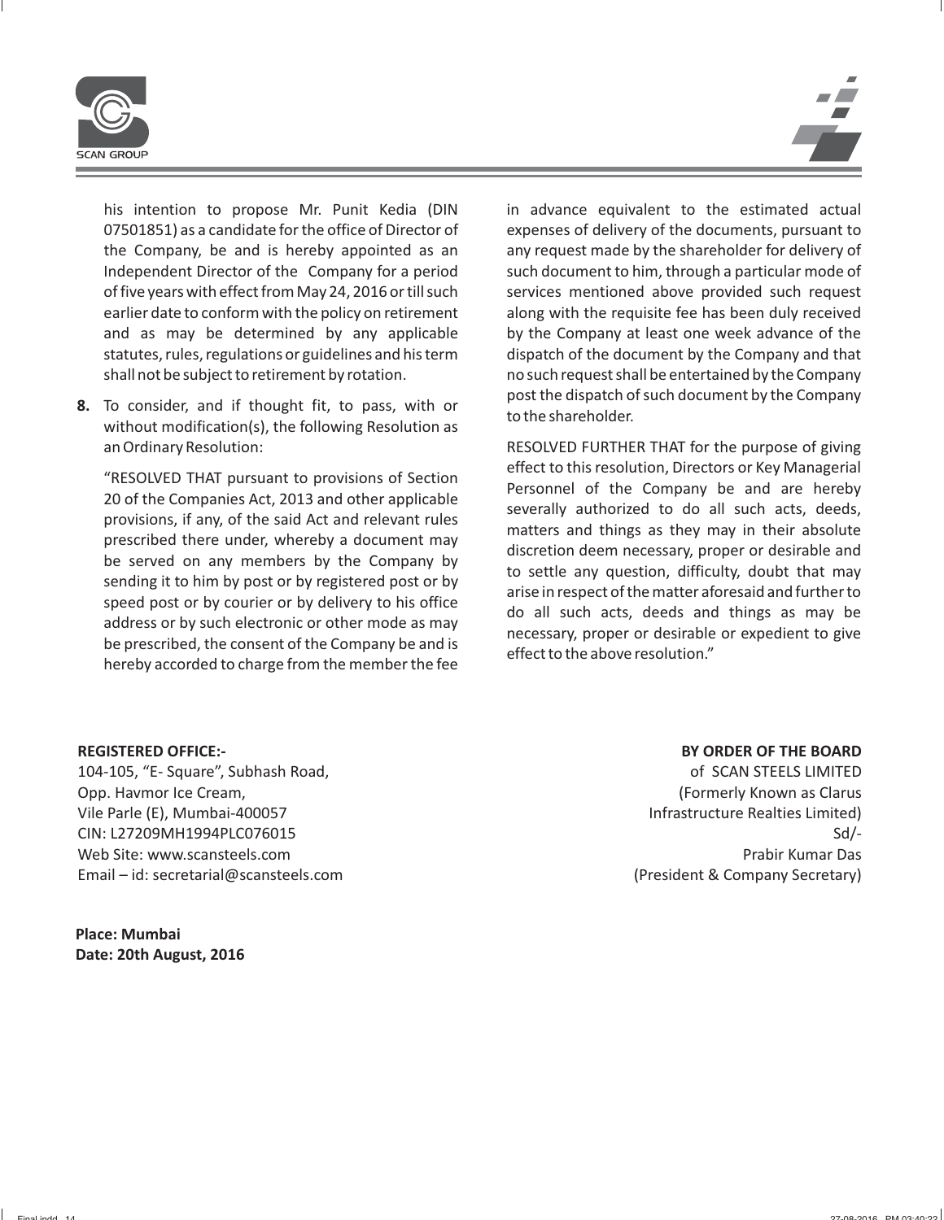his intention to propose Mr. Punit Kedia (DIN 07501851) as a candidate for the office of Director of the Company, be and is hereby appointed as an Independent Director of the Company for a period of five years with effect from May 24, 2016 or till such earlier date to conform with the policy on retirement and as may be determined by any applicable statutes, rules, regulations or guidelines and his term shall not be subject to retirement by rotation.

**8.** To consider, and if thought fit, to pass, with or without modification(s), the following Resolution as an Ordinary Resolution:

"RESOLVED THAT pursuant to provisions of Section 20 of the Companies Act, 2013 and other applicable provisions, if any, of the said Act and relevant rules prescribed there under, whereby a document may be served on any members by the Company by sending it to him by post or by registered post or by speed post or by courier or by delivery to his office address or by such electronic or other mode as may be prescribed, the consent of the Company be and is hereby accorded to charge from the member the fee in advance equivalent to the estimated actual expenses of delivery of the documents, pursuant to any request made by the shareholder for delivery of such document to him, through a particular mode of services mentioned above provided such request along with the requisite fee has been duly received by the Company at least one week advance of the dispatch of the document by the Company and that no such request shall be entertained by the Company post the dispatch of such document by the Company to the shareholder.

RESOLVED FURTHER THAT for the purpose of giving effect to this resolution, Directors or Key Managerial Personnel of the Company be and are hereby severally authorized to do all such acts, deeds, matters and things as they may in their absolute discretion deem necessary, proper or desirable and to settle any question, difficulty, doubt that may arise in respect of the matter aforesaid and further to do all such acts, deeds and things as may be necessary, proper or desirable or expedient to give effect to the above resolution."

**REGISTERED OFFICE:-**
104-105, "E- Square", Subhash Road,
Opp. Havmor Ice Cream,
Vile Parle (E), Mumbai-400057
CIN: L27209MH1994PLC076015
Web Site: www.scansteels.com
Email – id: secretarial@scansteels.com

**BY ORDER OF THE BOARD**
of SCAN STEELS LIMITED
(Formerly Known as Clarus Infrastructure Realties Limited)
Sd/-
Prabir Kumar Das
(President & Company Secretary)

**Place: Mumbai**
**Date: 20th August, 2016**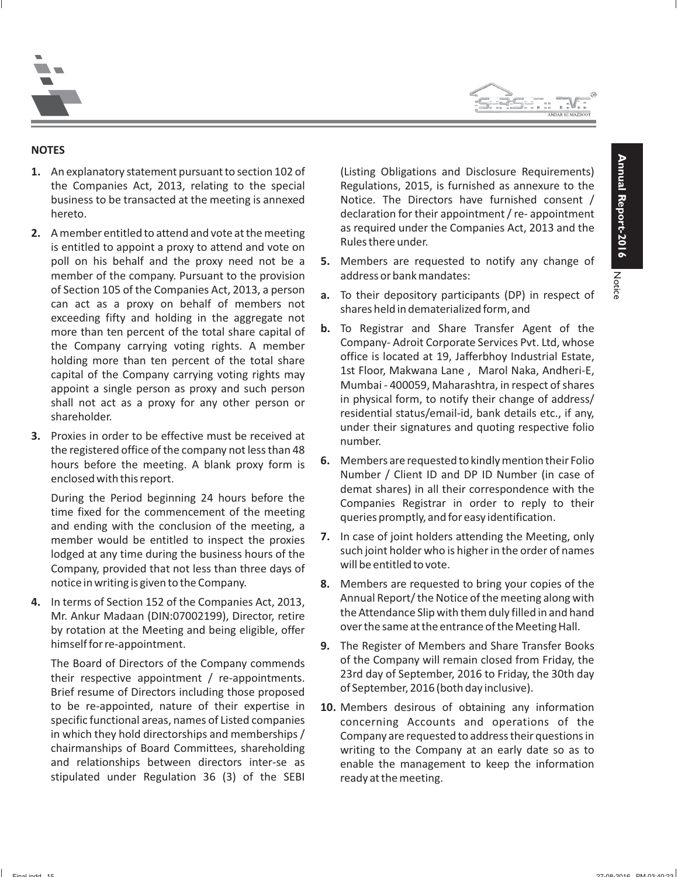## NOTES

1. An explanatory statement pursuant to section 102 of the Companies Act, 2013, relating to the special business to be transacted at the meeting is annexed hereto.

2. A member entitled to attend and vote at the meeting is entitled to appoint a proxy to attend and vote on poll on his behalf and the proxy need not be a member of the company. Pursuant to the provision of Section 105 of the Companies Act, 2013, a person can act as a proxy on behalf of members not exceeding fifty and holding in the aggregate not more than ten percent of the total share capital of the Company carrying voting rights. A member holding more than ten percent of the total share capital of the Company carrying voting rights may appoint a single person as proxy and such person shall not act as a proxy for any other person or shareholder.

3. Proxies in order to be effective must be received at the registered office of the company not less than 48 hours before the meeting. A blank proxy form is enclosed with this report.

   During the Period beginning 24 hours before the time fixed for the commencement of the meeting and ending with the conclusion of the meeting, a member would be entitled to inspect the proxies lodged at any time during the business hours of the Company, provided that not less than three days of notice in writing is given to the Company.

4. In terms of Section 152 of the Companies Act, 2013, Mr. Ankur Madaan (DIN:07002199), Director, retire by rotation at the Meeting and being eligible, offer himself for re-appointment.

   The Board of Directors of the Company commends their respective appointment / re-appointments. Brief resume of Directors including those proposed to be re-appointed, nature of their expertise in specific functional areas, names of Listed companies in which they hold directorships and memberships / chairmanships of Board Committees, shareholding and relationships between directors inter-se as stipulated under Regulation 36 (3) of the SEBI (Listing Obligations and Disclosure Requirements) Regulations, 2015, is furnished as annexure to the Notice. The Directors have furnished consent / declaration for their appointment / re- appointment as required under the Companies Act, 2013 and the Rules there under.

5. Members are requested to notify any change of address or bank mandates:

   a. To their depository participants (DP) in respect of shares held in dematerialized form, and

   b. To Registrar and Share Transfer Agent of the Company- Adroit Corporate Services Pvt. Ltd, whose office is located at 19, Jafferbhoy Industrial Estate, 1st Floor, Makwana Lane , Marol Naka, Andheri-E, Mumbai - 400059, Maharashtra, in respect of shares in physical form, to notify their change of address/ residential status/email-id, bank details etc., if any, under their signatures and quoting respective folio number.

6. Members are requested to kindly mention their Folio Number / Client ID and DP ID Number (in case of demat shares) in all their correspondence with the Companies Registrar in order to reply to their queries promptly, and for easy identification.

7. In case of joint holders attending the Meeting, only such joint holder who is higher in the order of names will be entitled to vote.

8. Members are requested to bring your copies of the Annual Report/ the Notice of the meeting along with the Attendance Slip with them duly filled in and hand over the same at the entrance of the Meeting Hall.

9. The Register of Members and Share Transfer Books of the Company will remain closed from Friday, the 23rd day of September, 2016 to Friday, the 30th day of September, 2016 (both day inclusive).

10. Members desirous of obtaining any information concerning Accounts and operations of the Company are requested to address their questions in writing to the Company at an early date so as to enable the management to keep the information ready at the meeting.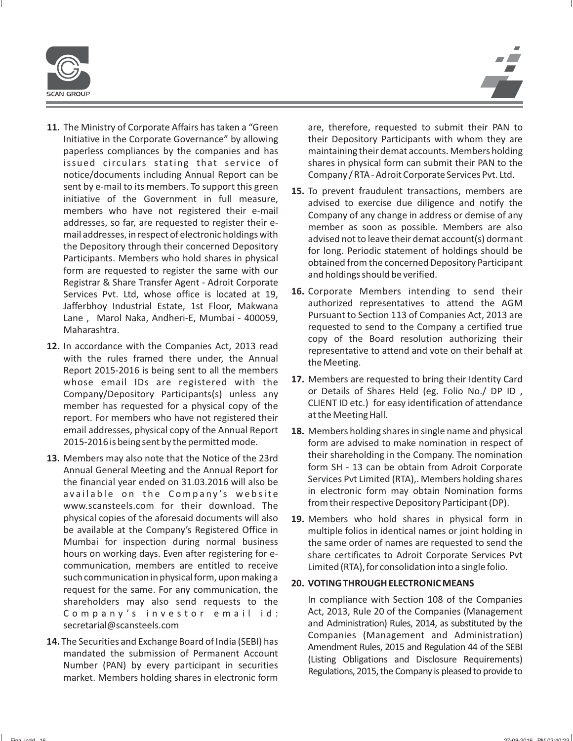11. The Ministry of Corporate Affairs has taken a "Green Initiative in the Corporate Governance" by allowing paperless compliances by the companies and has issued circulars stating that service of notice/documents including Annual Report can be sent by e-mail to its members. To support this green initiative of the Government in full measure, members who have not registered their e-mail addresses, so far, are requested to register their e-mail addresses, in respect of electronic holdings with the Depository through their concerned Depository Participants. Members who hold shares in physical form are requested to register the same with our Registrar & Share Transfer Agent - Adroit Corporate Services Pvt. Ltd, whose office is located at 19, Jafferbhoy Industrial Estate, 1st Floor, Makwana Lane , Marol Naka, Andheri-E, Mumbai - 400059, Maharashtra.

12. In accordance with the Companies Act, 2013 read with the rules framed there under, the Annual Report 2015-2016 is being sent to all the members whose email IDs are registered with the Company/Depository Participants(s) unless any member has requested for a physical copy of the report. For members who have not registered their email addresses, physical copy of the Annual Report 2015-2016 is being sent by the permitted mode.

13. Members may also note that the Notice of the 23rd Annual General Meeting and the Annual Report for the financial year ended on 31.03.2016 will also be available on the Company's website www.scansteels.com for their download. The physical copies of the aforesaid documents will also be available at the Company's Registered Office in Mumbai for inspection during normal business hours on working days. Even after registering for e-communication, members are entitled to receive such communication in physical form, upon making a request for the same. For any communication, the shareholders may also send requests to the Company's investor email id: secretarial@scansteels.com

14. The Securities and Exchange Board of India (SEBI) has mandated the submission of Permanent Account Number (PAN) by every participant in securities market. Members holding shares in electronic form are, therefore, requested to submit their PAN to their Depository Participants with whom they are maintaining their demat accounts. Members holding shares in physical form can submit their PAN to the Company / RTA - Adroit Corporate Services Pvt. Ltd.

15. To prevent fraudulent transactions, members are advised to exercise due diligence and notify the Company of any change in address or demise of any member as soon as possible. Members are also advised not to leave their demat account(s) dormant for long. Periodic statement of holdings should be obtained from the concerned Depository Participant and holdings should be verified.

16. Corporate Members intending to send their authorized representatives to attend the AGM Pursuant to Section 113 of Companies Act, 2013 are requested to send to the Company a certified true copy of the Board resolution authorizing their representative to attend and vote on their behalf at the Meeting.

17. Members are requested to bring their Identity Card or Details of Shares Held (eg. Folio No./ DP ID , CLIENT ID etc.) for easy identification of attendance at the Meeting Hall.

18. Members holding shares in single name and physical form are advised to make nomination in respect of their shareholding in the Company. The nomination form SH - 13 can be obtain from Adroit Corporate Services Pvt Limited (RTA),. Members holding shares in electronic form may obtain Nomination forms from their respective Depository Participant (DP).

19. Members who hold shares in physical form in multiple folios in identical names or joint holding in the same order of names are requested to send the share certificates to Adroit Corporate Services Pvt Limited (RTA), for consolidation into a single folio.

20. **VOTING THROUGH ELECTRONIC MEANS**

    In compliance with Section 108 of the Companies Act, 2013, Rule 20 of the Companies (Management and Administration) Rules, 2014, as substituted by the Companies (Management and Administration) Amendment Rules, 2015 and Regulation 44 of the SEBI (Listing Obligations and Disclosure Requirements) Regulations, 2015, the Company is pleased to provide to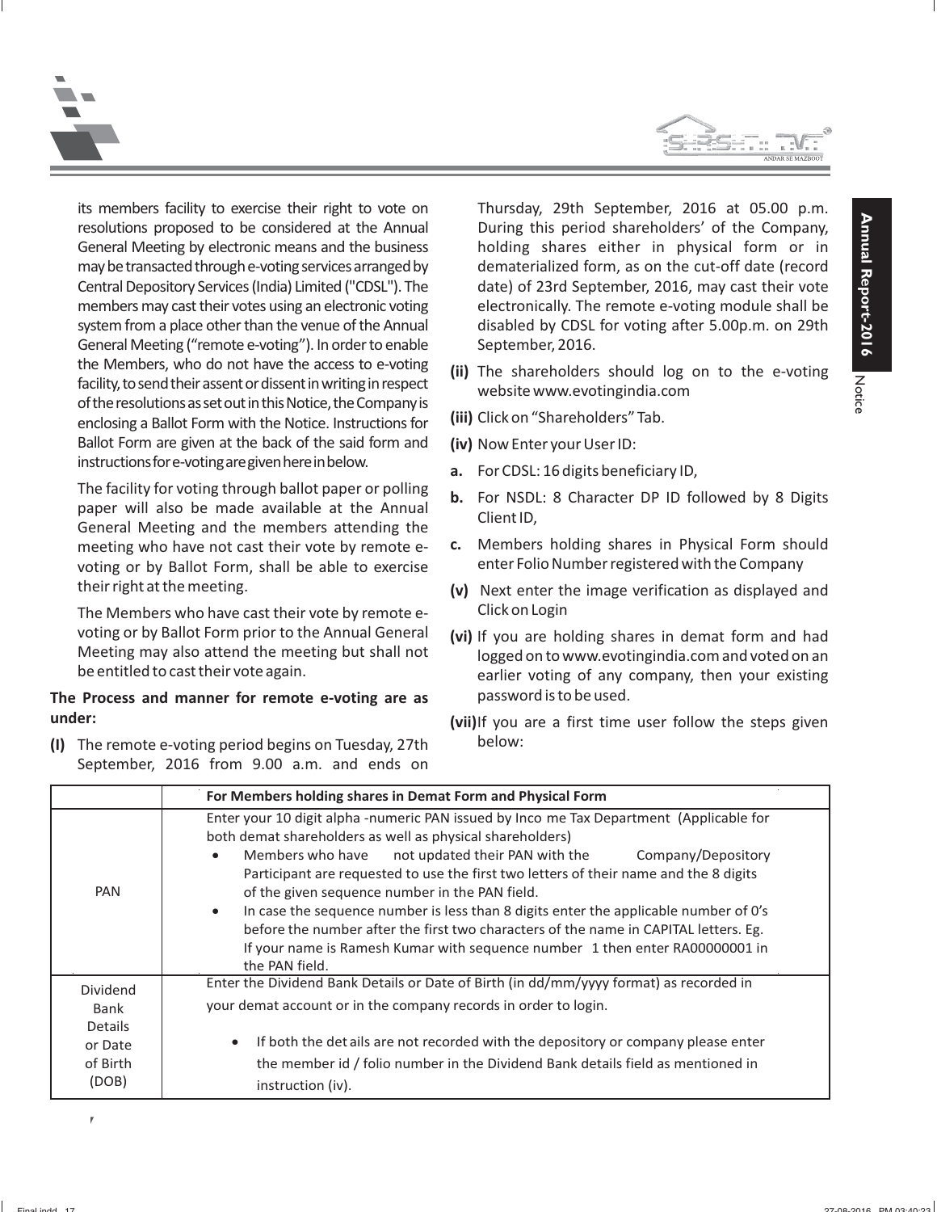its members facility to exercise their right to vote on resolutions proposed to be considered at the Annual General Meeting by electronic means and the business may be transacted through e-voting services arranged by Central Depository Services (India) Limited ("CDSL"). The members may cast their votes using an electronic voting system from a place other than the venue of the Annual General Meeting ("remote e-voting"). In order to enable the Members, who do not have the access to e-voting facility, to send their assent or dissent in writing in respect of the resolutions as set out in this Notice, the Company is enclosing a Ballot Form with the Notice. Instructions for Ballot Form are given at the back of the said form and instructions for e-voting are given here in below.

The facility for voting through ballot paper or polling paper will also be made available at the Annual General Meeting and the members attending the meeting who have not cast their vote by remote e-voting or by Ballot Form, shall be able to exercise their right at the meeting.

The Members who have cast their vote by remote e-voting or by Ballot Form prior to the Annual General Meeting may also attend the meeting but shall not be entitled to cast their vote again.

**The Process and manner for remote e-voting are as under:**

**(I)** The remote e-voting period begins on Tuesday, 27th September, 2016 from 9.00 a.m. and ends on Thursday, 29th September, 2016 at 05.00 p.m. During this period shareholders' of the Company, holding shares either in physical form or in dematerialized form, as on the cut-off date (record date) of 23rd September, 2016, may cast their vote electronically. The remote e-voting module shall be disabled by CDSL for voting after 5.00p.m. on 29th September, 2016.

**(ii)** The shareholders should log on to the e-voting website www.evotingindia.com

**(iii)** Click on "Shareholders" Tab.

**(iv)** Now Enter your User ID:

**a.** For CDSL: 16 digits beneficiary ID,

**b.** For NSDL: 8 Character DP ID followed by 8 Digits Client ID,

**c.** Members holding shares in Physical Form should enter Folio Number registered with the Company

**(v)** Next enter the image verification as displayed and Click on Login

**(vi)** If you are holding shares in demat form and had logged on to www.evotingindia.com and voted on an earlier voting of any company, then your existing password is to be used.

**(vii)** If you are a first time user follow the steps given below:

| | **For Members holding shares in Demat Form and Physical Form** |
|---|---|
| PAN | Enter your 10 digit alpha -numeric PAN issued by Inco me Tax Department (Applicable for both demat shareholders as well as physical shareholders)<br>• Members who have not updated their PAN with the Company/Depository Participant are requested to use the first two letters of their name and the 8 digits of the given sequence number in the PAN field.<br>• In case the sequence number is less than 8 digits enter the applicable number of 0's before the number after the first two characters of the name in CAPITAL letters. Eg. If your name is Ramesh Kumar with sequence number 1 then enter RA00000001 in the PAN field. |
| Dividend Bank Details or Date of Birth (DOB) | Enter the Dividend Bank Details or Date of Birth (in dd/mm/yyyy format) as recorded in your demat account or in the company records in order to login.<br>• If both the det ails are not recorded with the depository or company please enter the member id / folio number in the Dividend Bank details field as mentioned in instruction (iv). |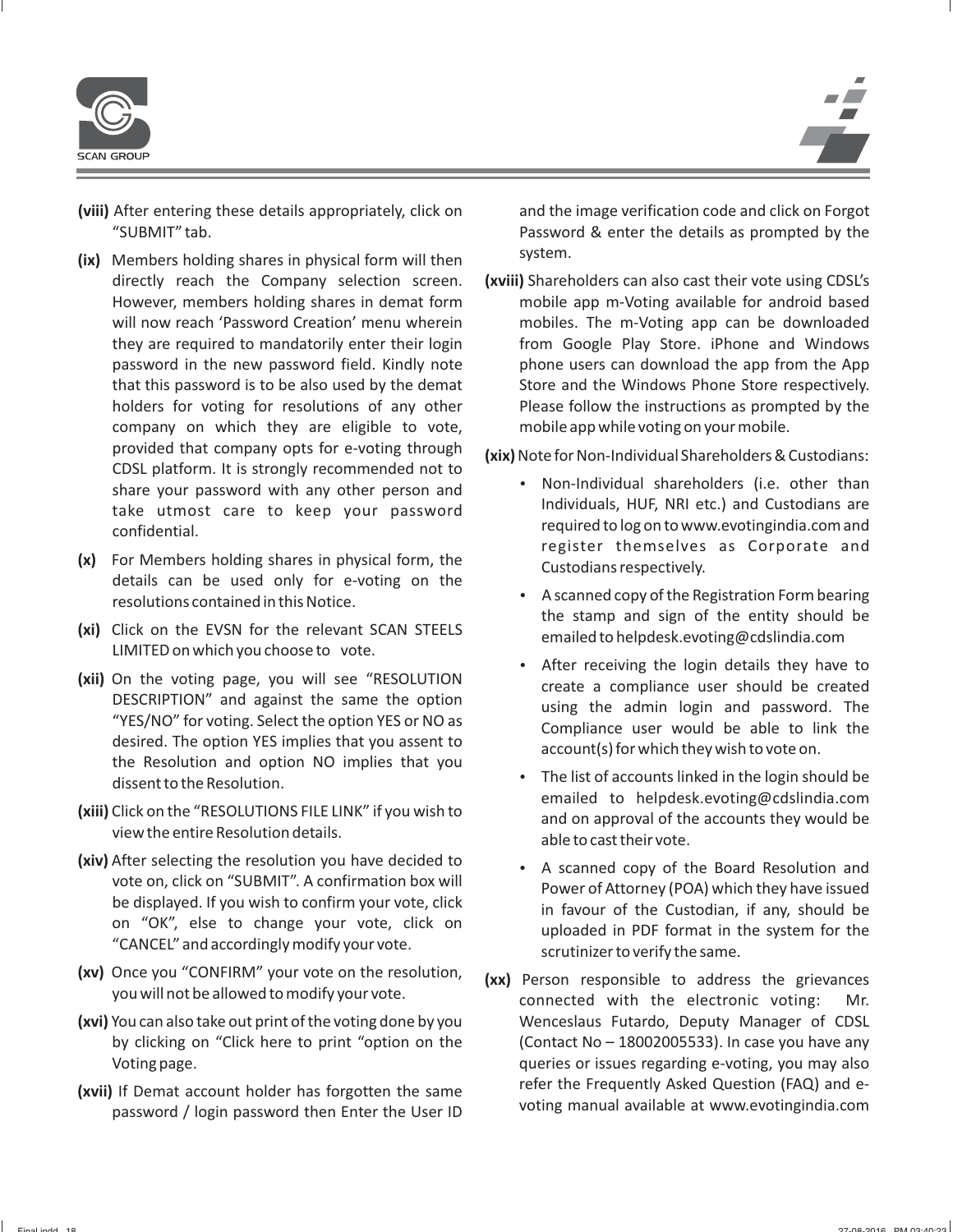**(viii)** After entering these details appropriately, click on "SUBMIT" tab.

**(ix)** Members holding shares in physical form will then directly reach the Company selection screen. However, members holding shares in demat form will now reach 'Password Creation' menu wherein they are required to mandatorily enter their login password in the new password field. Kindly note that this password is to be also used by the demat holders for voting for resolutions of any other company on which they are eligible to vote, provided that company opts for e-voting through CDSL platform. It is strongly recommended not to share your password with any other person and take utmost care to keep your password confidential.

**(x)** For Members holding shares in physical form, the details can be used only for e-voting on the resolutions contained in this Notice.

**(xi)** Click on the EVSN for the relevant SCAN STEELS LIMITED on which you choose to vote.

**(xii)** On the voting page, you will see "RESOLUTION DESCRIPTION" and against the same the option "YES/NO" for voting. Select the option YES or NO as desired. The option YES implies that you assent to the Resolution and option NO implies that you dissent to the Resolution.

**(xiii)** Click on the "RESOLUTIONS FILE LINK" if you wish to view the entire Resolution details.

**(xiv)** After selecting the resolution you have decided to vote on, click on "SUBMIT". A confirmation box will be displayed. If you wish to confirm your vote, click on "OK", else to change your vote, click on "CANCEL" and accordingly modify your vote.

**(xv)** Once you "CONFIRM" your vote on the resolution, you will not be allowed to modify your vote.

**(xvi)** You can also take out print of the voting done by you by clicking on "Click here to print "option on the Voting page.

**(xvii)** If Demat account holder has forgotten the same password / login password then Enter the User ID and the image verification code and click on Forgot Password & enter the details as prompted by the system.

**(xviii)** Shareholders can also cast their vote using CDSL's mobile app m-Voting available for android based mobiles. The m-Voting app can be downloaded from Google Play Store. iPhone and Windows phone users can download the app from the App Store and the Windows Phone Store respectively. Please follow the instructions as prompted by the mobile app while voting on your mobile.

**(xix)** Note for Non-Individual Shareholders & Custodians:

- Non-Individual shareholders (i.e. other than Individuals, HUF, NRI etc.) and Custodians are required to log on to www.evotingindia.com and register themselves as Corporate and Custodians respectively.
- A scanned copy of the Registration Form bearing the stamp and sign of the entity should be emailed to helpdesk.evoting@cdslindia.com
- After receiving the login details they have to create a compliance user should be created using the admin login and password. The Compliance user would be able to link the account(s) for which they wish to vote on.
- The list of accounts linked in the login should be emailed to helpdesk.evoting@cdslindia.com and on approval of the accounts they would be able to cast their vote.
- A scanned copy of the Board Resolution and Power of Attorney (POA) which they have issued in favour of the Custodian, if any, should be uploaded in PDF format in the system for the scrutinizer to verify the same.

**(xx)** Person responsible to address the grievances connected with the electronic voting: Mr. Wenceslaus Futardo, Deputy Manager of CDSL (Contact No – 18002005533). In case you have any queries or issues regarding e-voting, you may also refer the Frequently Asked Question (FAQ) and e-voting manual available at www.evotingindia.com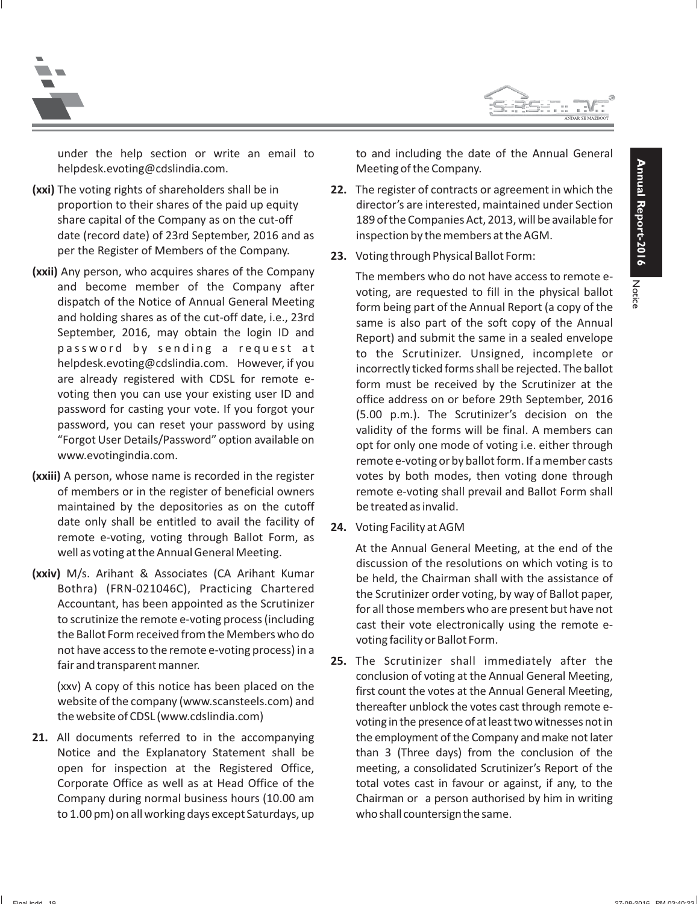under the help section or write an email to helpdesk.evoting@cdslindia.com.

**(xxi)** The voting rights of shareholders shall be in proportion to their shares of the paid up equity share capital of the Company as on the cut-off date (record date) of 23rd September, 2016 and as per the Register of Members of the Company.

**(xxii)** Any person, who acquires shares of the Company and become member of the Company after dispatch of the Notice of Annual General Meeting and holding shares as of the cut-off date, i.e., 23rd September, 2016, may obtain the login ID and password by sending a request at helpdesk.evoting@cdslindia.com. However, if you are already registered with CDSL for remote e-voting then you can use your existing user ID and password for casting your vote. If you forgot your password, you can reset your password by using "Forgot User Details/Password" option available on www.evotingindia.com.

**(xxiii)** A person, whose name is recorded in the register of members or in the register of beneficial owners maintained by the depositories as on the cutoff date only shall be entitled to avail the facility of remote e-voting, voting through Ballot Form, as well as voting at the Annual General Meeting.

**(xxiv)** M/s. Arihant & Associates (CA Arihant Kumar Bothra) (FRN-021046C), Practicing Chartered Accountant, has been appointed as the Scrutinizer to scrutinize the remote e-voting process (including the Ballot Form received from the Members who do not have access to the remote e-voting process) in a fair and transparent manner.

(xxv) A copy of this notice has been placed on the website of the company (www.scansteels.com) and the website of CDSL (www.cdslindia.com)

**21.** All documents referred to in the accompanying Notice and the Explanatory Statement shall be open for inspection at the Registered Office, Corporate Office as well as at Head Office of the Company during normal business hours (10.00 am to 1.00 pm) on all working days except Saturdays, up to and including the date of the Annual General Meeting of the Company.

**22.** The register of contracts or agreement in which the director's are interested, maintained under Section 189 of the Companies Act, 2013, will be available for inspection by the members at the AGM.

**23.** Voting through Physical Ballot Form:

The members who do not have access to remote e-voting, are requested to fill in the physical ballot form being part of the Annual Report (a copy of the same is also part of the soft copy of the Annual Report) and submit the same in a sealed envelope to the Scrutinizer. Unsigned, incomplete or incorrectly ticked forms shall be rejected. The ballot form must be received by the Scrutinizer at the office address on or before 29th September, 2016 (5.00 p.m.). The Scrutinizer's decision on the validity of the forms will be final. A members can opt for only one mode of voting i.e. either through remote e-voting or by ballot form. If a member casts votes by both modes, then voting done through remote e-voting shall prevail and Ballot Form shall be treated as invalid.

**24.** Voting Facility at AGM

At the Annual General Meeting, at the end of the discussion of the resolutions on which voting is to be held, the Chairman shall with the assistance of the Scrutinizer order voting, by way of Ballot paper, for all those members who are present but have not cast their vote electronically using the remote e-voting facility or Ballot Form.

**25.** The Scrutinizer shall immediately after the conclusion of voting at the Annual General Meeting, first count the votes at the Annual General Meeting, thereafter unblock the votes cast through remote e-voting in the presence of at least two witnesses not in the employment of the Company and make not later than 3 (Three days) from the conclusion of the meeting, a consolidated Scrutinizer's Report of the total votes cast in favour or against, if any, to the Chairman or a person authorised by him in writing who shall countersign the same.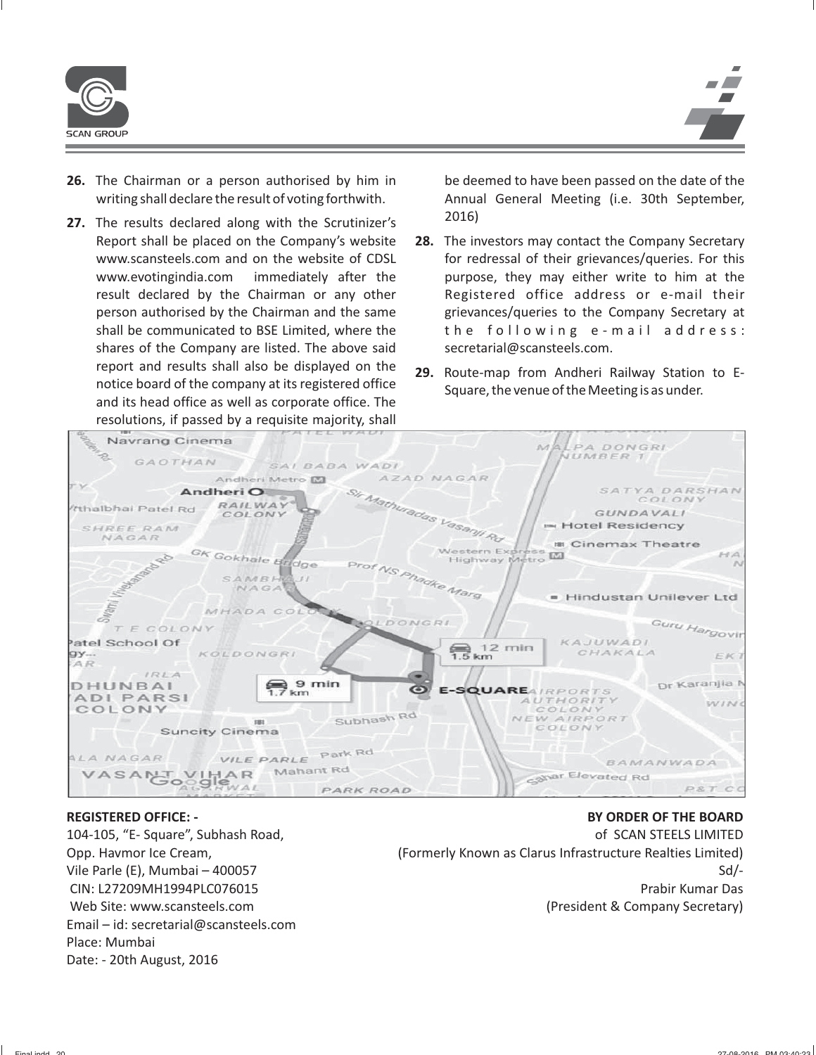26. The Chairman or a person authorised by him in writing shall declare the result of voting forthwith.

27. The results declared along with the Scrutinizer's Report shall be placed on the Company's website www.scansteels.com and on the website of CDSL www.evotingindia.com immediately after the result declared by the Chairman or any other person authorised by the Chairman and the same shall be communicated to BSE Limited, where the shares of the Company are listed. The above said report and results shall also be displayed on the notice board of the company at its registered office and its head office as well as corporate office. The resolutions, if passed by a requisite majority, shall be deemed to have been passed on the date of the Annual General Meeting (i.e. 30th September, 2016)

28. The investors may contact the Company Secretary for redressal of their grievances/queries. For this purpose, they may either write to him at the Registered office address or e-mail their grievances/queries to the Company Secretary at the following e-mail address: secretarial@scansteels.com.

29. Route-map from Andheri Railway Station to E-Square, the venue of the Meeting is as under.

**REGISTERED OFFICE: -**
104-105, "E- Square", Subhash Road,
Opp. Havmor Ice Cream,
Vile Parle (E), Mumbai – 400057
CIN: L27209MH1994PLC076015
Web Site: www.scansteels.com
Email – id: secretarial@scansteels.com
Place: Mumbai
Date: - 20th August, 2016

**BY ORDER OF THE BOARD**
of SCAN STEELS LIMITED
(Formerly Known as Clarus Infrastructure Realties Limited)
Sd/-
Prabir Kumar Das
(President & Company Secretary)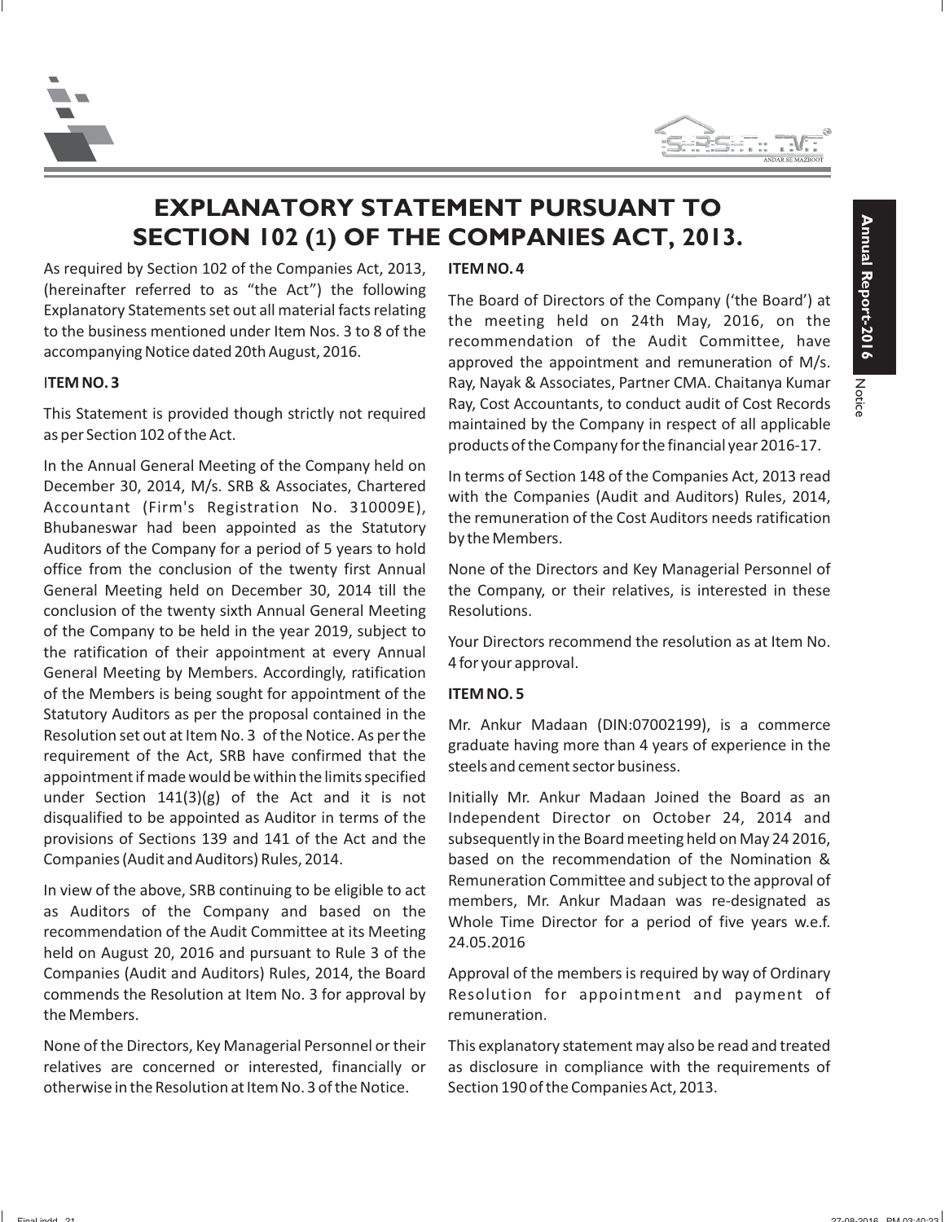# EXPLANATORY STATEMENT PURSUANT TO SECTION 102 (1) OF THE COMPANIES ACT, 2013.

As required by Section 102 of the Companies Act, 2013, (hereinafter referred to as "the Act") the following Explanatory Statements set out all material facts relating to the business mentioned under Item Nos. 3 to 8 of the accompanying Notice dated 20th August, 2016.

**ITEM NO. 3**

This Statement is provided though strictly not required as per Section 102 of the Act.

In the Annual General Meeting of the Company held on December 30, 2014, M/s. SRB & Associates, Chartered Accountant (Firm's Registration No. 310009E), Bhubaneswar had been appointed as the Statutory Auditors of the Company for a period of 5 years to hold office from the conclusion of the twenty first Annual General Meeting held on December 30, 2014 till the conclusion of the twenty sixth Annual General Meeting of the Company to be held in the year 2019, subject to the ratification of their appointment at every Annual General Meeting by Members. Accordingly, ratification of the Members is being sought for appointment of the Statutory Auditors as per the proposal contained in the Resolution set out at Item No. 3 of the Notice. As per the requirement of the Act, SRB have confirmed that the appointment if made would be within the limits specified under Section 141(3)(g) of the Act and it is not disqualified to be appointed as Auditor in terms of the provisions of Sections 139 and 141 of the Act and the Companies (Audit and Auditors) Rules, 2014.

In view of the above, SRB continuing to be eligible to act as Auditors of the Company and based on the recommendation of the Audit Committee at its Meeting held on August 20, 2016 and pursuant to Rule 3 of the Companies (Audit and Auditors) Rules, 2014, the Board commends the Resolution at Item No. 3 for approval by the Members.

None of the Directors, Key Managerial Personnel or their relatives are concerned or interested, financially or otherwise in the Resolution at Item No. 3 of the Notice.

**ITEM NO. 4**

The Board of Directors of the Company ('the Board') at the meeting held on 24th May, 2016, on the recommendation of the Audit Committee, have approved the appointment and remuneration of M/s. Ray, Nayak & Associates, Partner CMA. Chaitanya Kumar Ray, Cost Accountants, to conduct audit of Cost Records maintained by the Company in respect of all applicable products of the Company for the financial year 2016-17.

In terms of Section 148 of the Companies Act, 2013 read with the Companies (Audit and Auditors) Rules, 2014, the remuneration of the Cost Auditors needs ratification by the Members.

None of the Directors and Key Managerial Personnel of the Company, or their relatives, is interested in these Resolutions.

Your Directors recommend the resolution as at Item No. 4 for your approval.

**ITEM NO. 5**

Mr. Ankur Madaan (DIN:07002199), is a commerce graduate having more than 4 years of experience in the steels and cement sector business.

Initially Mr. Ankur Madaan Joined the Board as an Independent Director on October 24, 2014 and subsequently in the Board meeting held on May 24 2016, based on the recommendation of the Nomination & Remuneration Committee and subject to the approval of members, Mr. Ankur Madaan was re-designated as Whole Time Director for a period of five years w.e.f. 24.05.2016

Approval of the members is required by way of Ordinary Resolution for appointment and payment of remuneration.

This explanatory statement may also be read and treated as disclosure in compliance with the requirements of Section 190 of the Companies Act, 2013.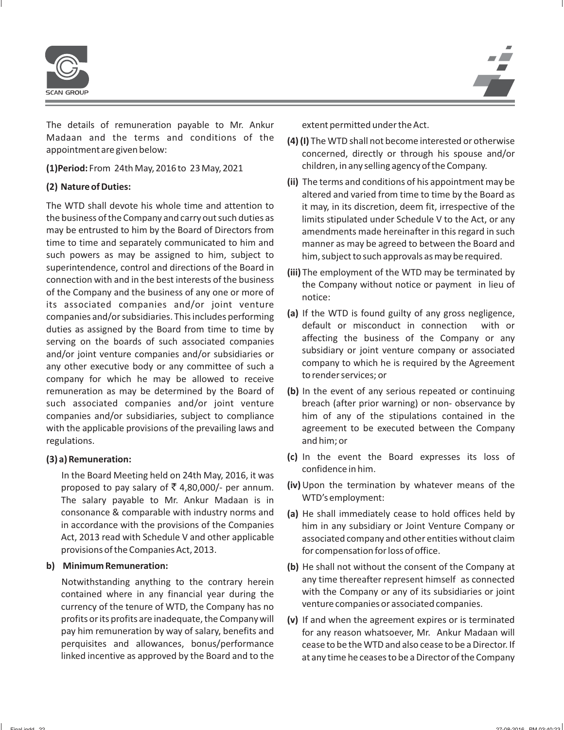The details of remuneration payable to Mr. Ankur Madaan and the terms and conditions of the appointment are given below:

**(1)Period:** From 24th May, 2016 to 23 May, 2021

**(2) Nature of Duties:**

The WTD shall devote his whole time and attention to the business of the Company and carry out such duties as may be entrusted to him by the Board of Directors from time to time and separately communicated to him and such powers as may be assigned to him, subject to superintendence, control and directions of the Board in connection with and in the best interests of the business of the Company and the business of any one or more of its associated companies and/or joint venture companies and/or subsidiaries. This includes performing duties as assigned by the Board from time to time by serving on the boards of such associated companies and/or joint venture companies and/or subsidiaries or any other executive body or any committee of such a company for which he may be allowed to receive remuneration as may be determined by the Board of such associated companies and/or joint venture companies and/or subsidiaries, subject to compliance with the applicable provisions of the prevailing laws and regulations.

**(3) a) Remuneration:**

In the Board Meeting held on 24th May, 2016, it was proposed to pay salary of ₹ 4,80,000/- per annum. The salary payable to Mr. Ankur Madaan is in consonance & comparable with industry norms and in accordance with the provisions of the Companies Act, 2013 read with Schedule V and other applicable provisions of the Companies Act, 2013.

**b) Minimum Remuneration:**

Notwithstanding anything to the contrary herein contained where in any financial year during the currency of the tenure of WTD, the Company has no profits or its profits are inadequate, the Company will pay him remuneration by way of salary, benefits and perquisites and allowances, bonus/performance linked incentive as approved by the Board and to the extent permitted under the Act.

**(4) (I)** The WTD shall not become interested or otherwise concerned, directly or through his spouse and/or children, in any selling agency of the Company.

**(ii)** The terms and conditions of his appointment may be altered and varied from time to time by the Board as it may, in its discretion, deem fit, irrespective of the limits stipulated under Schedule V to the Act, or any amendments made hereinafter in this regard in such manner as may be agreed to between the Board and him, subject to such approvals as may be required.

**(iii)** The employment of the WTD may be terminated by the Company without notice or payment in lieu of notice:

**(a)** If the WTD is found guilty of any gross negligence, default or misconduct in connection with or affecting the business of the Company or any subsidiary or joint venture company or associated company to which he is required by the Agreement to render services; or

**(b)** In the event of any serious repeated or continuing breach (after prior warning) or non- observance by him of any of the stipulations contained in the agreement to be executed between the Company and him; or

**(c)** In the event the Board expresses its loss of confidence in him.

**(iv)** Upon the termination by whatever means of the WTD's employment:

**(a)** He shall immediately cease to hold offices held by him in any subsidiary or Joint Venture Company or associated company and other entities without claim for compensation for loss of office.

**(b)** He shall not without the consent of the Company at any time thereafter represent himself as connected with the Company or any of its subsidiaries or joint venture companies or associated companies.

**(v)** If and when the agreement expires or is terminated for any reason whatsoever, Mr. Ankur Madaan will cease to be the WTD and also cease to be a Director. If at any time he ceases to be a Director of the Company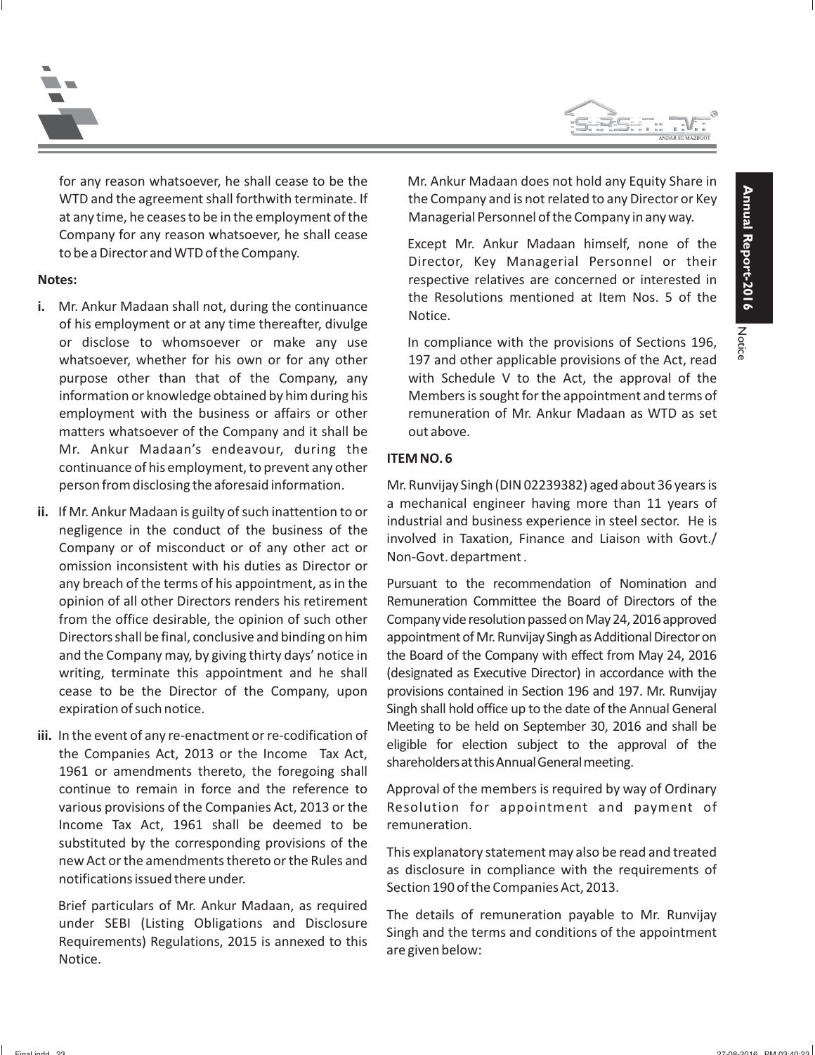for any reason whatsoever, he shall cease to be the WTD and the agreement shall forthwith terminate. If at any time, he ceases to be in the employment of the Company for any reason whatsoever, he shall cease to be a Director and WTD of the Company.

**Notes:**

**i.** Mr. Ankur Madaan shall not, during the continuance of his employment or at any time thereafter, divulge or disclose to whomsoever or make any use whatsoever, whether for his own or for any other purpose other than that of the Company, any information or knowledge obtained by him during his employment with the business or affairs or other matters whatsoever of the Company and it shall be Mr. Ankur Madaan's endeavour, during the continuance of his employment, to prevent any other person from disclosing the aforesaid information.

**ii.** If Mr. Ankur Madaan is guilty of such inattention to or negligence in the conduct of the business of the Company or of misconduct or of any other act or omission inconsistent with his duties as Director or any breach of the terms of his appointment, as in the opinion of all other Directors renders his retirement from the office desirable, the opinion of such other Directors shall be final, conclusive and binding on him and the Company may, by giving thirty days' notice in writing, terminate this appointment and he shall cease to be the Director of the Company, upon expiration of such notice.

**iii.** In the event of any re-enactment or re-codification of the Companies Act, 2013 or the Income Tax Act, 1961 or amendments thereto, the foregoing shall continue to remain in force and the reference to various provisions of the Companies Act, 2013 or the Income Tax Act, 1961 shall be deemed to be substituted by the corresponding provisions of the new Act or the amendments thereto or the Rules and notifications issued there under.

Brief particulars of Mr. Ankur Madaan, as required under SEBI (Listing Obligations and Disclosure Requirements) Regulations, 2015 is annexed to this Notice.

Mr. Ankur Madaan does not hold any Equity Share in the Company and is not related to any Director or Key Managerial Personnel of the Company in any way.

Except Mr. Ankur Madaan himself, none of the Director, Key Managerial Personnel or their respective relatives are concerned or interested in the Resolutions mentioned at Item Nos. 5 of the Notice.

In compliance with the provisions of Sections 196, 197 and other applicable provisions of the Act, read with Schedule V to the Act, the approval of the Members is sought for the appointment and terms of remuneration of Mr. Ankur Madaan as WTD as set out above.

**ITEM NO. 6**

Mr. Runvijay Singh (DIN 02239382) aged about 36 years is a mechanical engineer having more than 11 years of industrial and business experience in steel sector. He is involved in Taxation, Finance and Liaison with Govt./ Non-Govt. department .

Pursuant to the recommendation of Nomination and Remuneration Committee the Board of Directors of the Company vide resolution passed on May 24, 2016 approved appointment of Mr. Runvijay Singh as Additional Director on the Board of the Company with effect from May 24, 2016 (designated as Executive Director) in accordance with the provisions contained in Section 196 and 197. Mr. Runvijay Singh shall hold office up to the date of the Annual General Meeting to be held on September 30, 2016 and shall be eligible for election subject to the approval of the shareholders at this Annual General meeting.

Approval of the members is required by way of Ordinary Resolution for appointment and payment of remuneration.

This explanatory statement may also be read and treated as disclosure in compliance with the requirements of Section 190 of the Companies Act, 2013.

The details of remuneration payable to Mr. Runvijay Singh and the terms and conditions of the appointment are given below: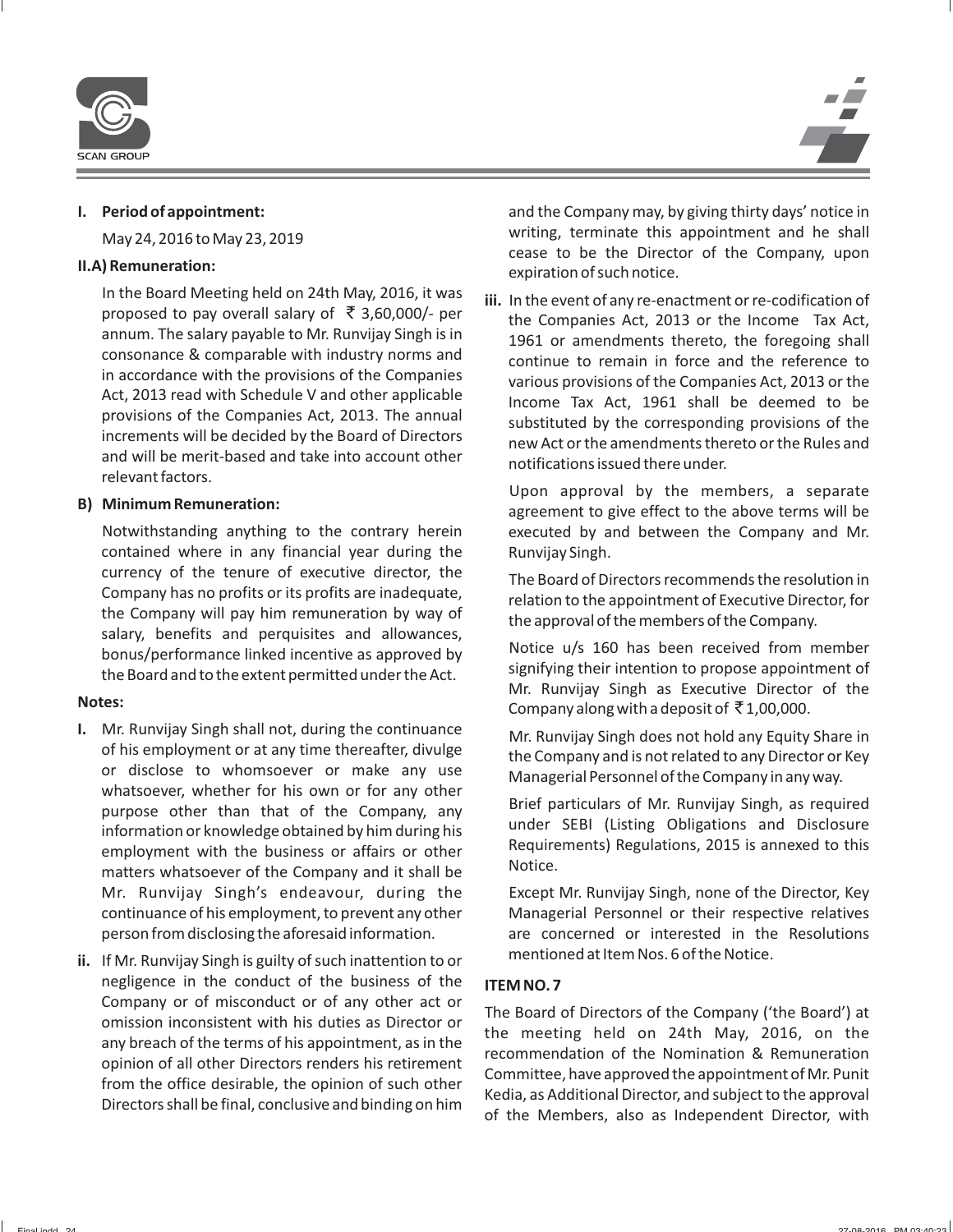**I. Period of appointment:**

May 24, 2016 to May 23, 2019

**II.A) Remuneration:**

In the Board Meeting held on 24th May, 2016, it was proposed to pay overall salary of ₹ 3,60,000/- per annum. The salary payable to Mr. Runvijay Singh is in consonance & comparable with industry norms and in accordance with the provisions of the Companies Act, 2013 read with Schedule V and other applicable provisions of the Companies Act, 2013. The annual increments will be decided by the Board of Directors and will be merit-based and take into account other relevant factors.

**B) Minimum Remuneration:**

Notwithstanding anything to the contrary herein contained where in any financial year during the currency of the tenure of executive director, the Company has no profits or its profits are inadequate, the Company will pay him remuneration by way of salary, benefits and perquisites and allowances, bonus/performance linked incentive as approved by the Board and to the extent permitted under the Act.

**Notes:**

**I.** Mr. Runvijay Singh shall not, during the continuance of his employment or at any time thereafter, divulge or disclose to whomsoever or make any use whatsoever, whether for his own or for any other purpose other than that of the Company, any information or knowledge obtained by him during his employment with the business or affairs or other matters whatsoever of the Company and it shall be Mr. Runvijay Singh's endeavour, during the continuance of his employment, to prevent any other person from disclosing the aforesaid information.

**ii.** If Mr. Runvijay Singh is guilty of such inattention to or negligence in the conduct of the business of the Company or of misconduct or of any other act or omission inconsistent with his duties as Director or any breach of the terms of his appointment, as in the opinion of all other Directors renders his retirement from the office desirable, the opinion of such other Directors shall be final, conclusive and binding on him and the Company may, by giving thirty days' notice in writing, terminate this appointment and he shall cease to be the Director of the Company, upon expiration of such notice.

**iii.** In the event of any re-enactment or re-codification of the Companies Act, 2013 or the Income Tax Act, 1961 or amendments thereto, the foregoing shall continue to remain in force and the reference to various provisions of the Companies Act, 2013 or the Income Tax Act, 1961 shall be deemed to be substituted by the corresponding provisions of the new Act or the amendments thereto or the Rules and notifications issued there under.

Upon approval by the members, a separate agreement to give effect to the above terms will be executed by and between the Company and Mr. Runvijay Singh.

The Board of Directors recommends the resolution in relation to the appointment of Executive Director, for the approval of the members of the Company.

Notice u/s 160 has been received from member signifying their intention to propose appointment of Mr. Runvijay Singh as Executive Director of the Company along with a deposit of ₹ 1,00,000.

Mr. Runvijay Singh does not hold any Equity Share in the Company and is not related to any Director or Key Managerial Personnel of the Company in any way.

Brief particulars of Mr. Runvijay Singh, as required under SEBI (Listing Obligations and Disclosure Requirements) Regulations, 2015 is annexed to this Notice.

Except Mr. Runvijay Singh, none of the Director, Key Managerial Personnel or their respective relatives are concerned or interested in the Resolutions mentioned at Item Nos. 6 of the Notice.

**ITEM NO. 7**

The Board of Directors of the Company ('the Board') at the meeting held on 24th May, 2016, on the recommendation of the Nomination & Remuneration Committee, have approved the appointment of Mr. Punit Kedia, as Additional Director, and subject to the approval of the Members, also as Independent Director, with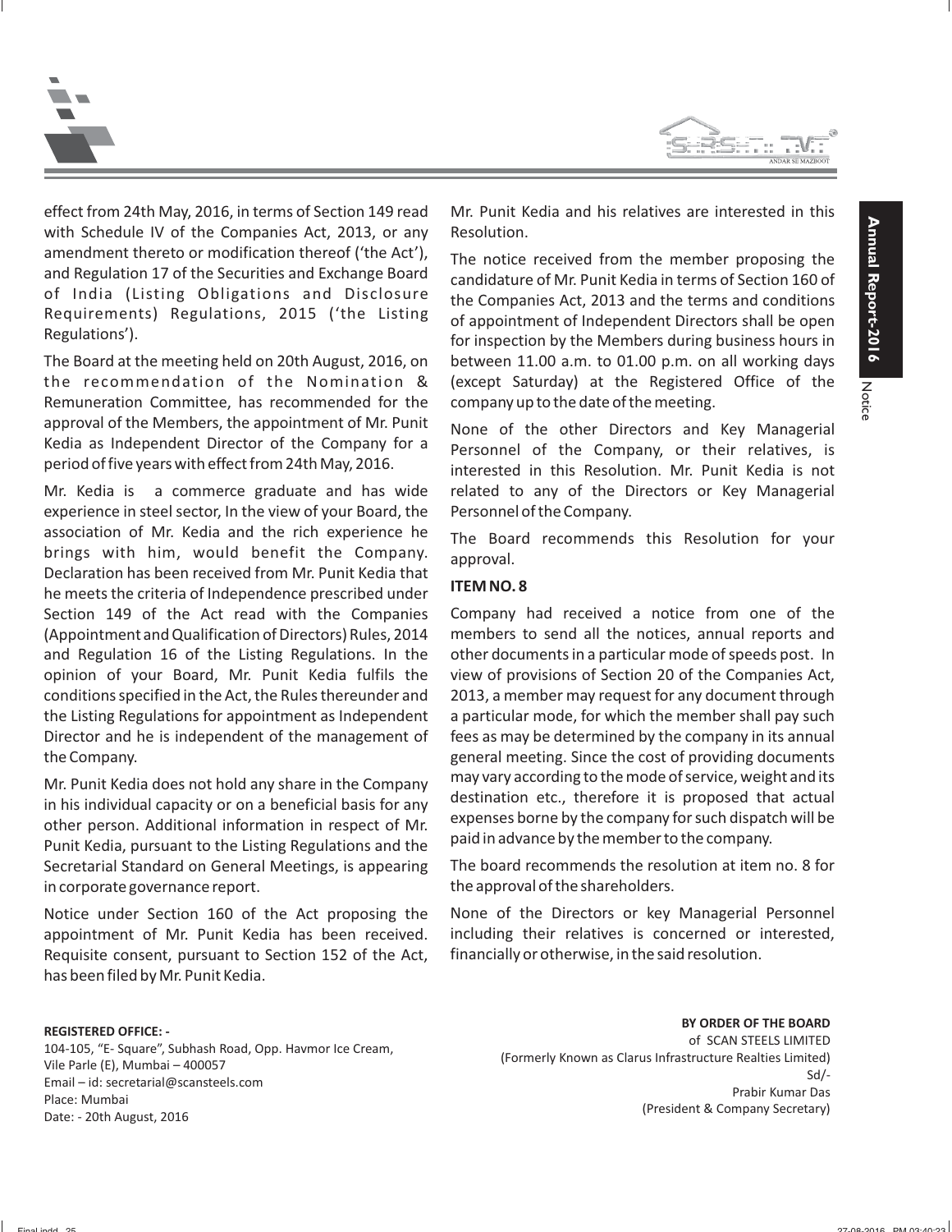effect from 24th May, 2016, in terms of Section 149 read with Schedule IV of the Companies Act, 2013, or any amendment thereto or modification thereof ('the Act'), and Regulation 17 of the Securities and Exchange Board of India (Listing Obligations and Disclosure Requirements) Regulations, 2015 ('the Listing Regulations').

The Board at the meeting held on 20th August, 2016, on the recommendation of the Nomination & Remuneration Committee, has recommended for the approval of the Members, the appointment of Mr. Punit Kedia as Independent Director of the Company for a period of five years with effect from 24th May, 2016.

Mr. Kedia is a commerce graduate and has wide experience in steel sector, In the view of your Board, the association of Mr. Kedia and the rich experience he brings with him, would benefit the Company. Declaration has been received from Mr. Punit Kedia that he meets the criteria of Independence prescribed under Section 149 of the Act read with the Companies (Appointment and Qualification of Directors) Rules, 2014 and Regulation 16 of the Listing Regulations. In the opinion of your Board, Mr. Punit Kedia fulfils the conditions specified in the Act, the Rules thereunder and the Listing Regulations for appointment as Independent Director and he is independent of the management of the Company.

Mr. Punit Kedia does not hold any share in the Company in his individual capacity or on a beneficial basis for any other person. Additional information in respect of Mr. Punit Kedia, pursuant to the Listing Regulations and the Secretarial Standard on General Meetings, is appearing in corporate governance report.

Notice under Section 160 of the Act proposing the appointment of Mr. Punit Kedia has been received. Requisite consent, pursuant to Section 152 of the Act, has been filed by Mr. Punit Kedia.

Mr. Punit Kedia and his relatives are interested in this Resolution.

The notice received from the member proposing the candidature of Mr. Punit Kedia in terms of Section 160 of the Companies Act, 2013 and the terms and conditions of appointment of Independent Directors shall be open for inspection by the Members during business hours in between 11.00 a.m. to 01.00 p.m. on all working days (except Saturday) at the Registered Office of the company up to the date of the meeting.

None of the other Directors and Key Managerial Personnel of the Company, or their relatives, is interested in this Resolution. Mr. Punit Kedia is not related to any of the Directors or Key Managerial Personnel of the Company.

The Board recommends this Resolution for your approval.

**ITEM NO. 8**

Company had received a notice from one of the members to send all the notices, annual reports and other documents in a particular mode of speeds post. In view of provisions of Section 20 of the Companies Act, 2013, a member may request for any document through a particular mode, for which the member shall pay such fees as may be determined by the company in its annual general meeting. Since the cost of providing documents may vary according to the mode of service, weight and its destination etc., therefore it is proposed that actual expenses borne by the company for such dispatch will be paid in advance by the member to the company.

The board recommends the resolution at item no. 8 for the approval of the shareholders.

None of the Directors or key Managerial Personnel including their relatives is concerned or interested, financially or otherwise, in the said resolution.

**REGISTERED OFFICE: -**
104-105, "E- Square", Subhash Road, Opp. Havmor Ice Cream,
Vile Parle (E), Mumbai – 400057
Email – id: secretarial@scansteels.com
Place: Mumbai
Date: - 20th August, 2016

**BY ORDER OF THE BOARD**
of SCAN STEELS LIMITED
(Formerly Known as Clarus Infrastructure Realties Limited)
Sd/-
Prabir Kumar Das
(President & Company Secretary)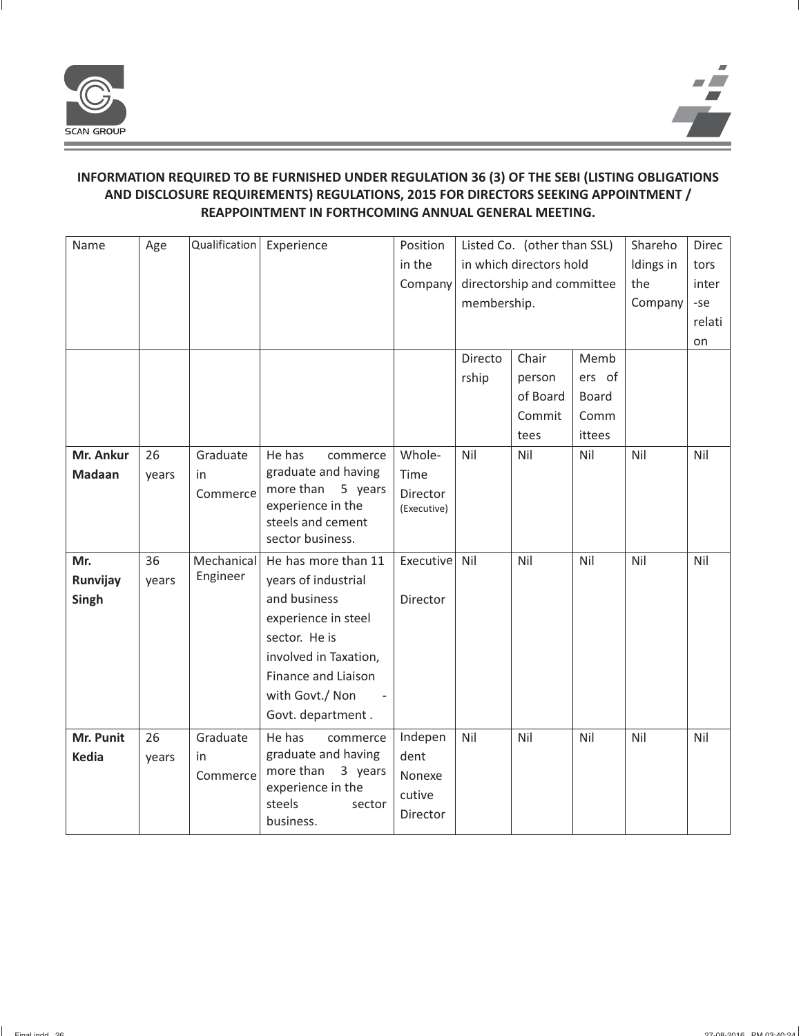**INFORMATION REQUIRED TO BE FURNISHED UNDER REGULATION 36 (3) OF THE SEBI (LISTING OBLIGATIONS AND DISCLOSURE REQUIREMENTS) REGULATIONS, 2015 FOR DIRECTORS SEEKING APPOINTMENT / REAPPOINTMENT IN FORTHCOMING ANNUAL GENERAL MEETING.**

| Name | Age | Qualification | Experience | Position in the Company | Listed Co. (other than SSL) in which directors hold directorship and committee membership. | | | Shareholdings in the Company | Directors inter-se relation |
|---|---|---|---|---|---|---|---|---|---|
| | | | | | Directorship | Chair person of Board Committees | Members of Board Committees | | |
| **Mr. Ankur Madaan** | 26 years | Graduate in Commerce | He has commerce graduate and having more than 5 years experience in the steels and cement sector business. | Whole-Time Director (Executive) | Nil | Nil | Nil | Nil | Nil |
| **Mr. Runvijay Singh** | 36 years | Mechanical Engineer | He has more than 11 years of industrial and business experience in steel sector. He is involved in Taxation, Finance and Liaison with Govt./ Non - Govt. department . | Executive Director | Nil | Nil | Nil | Nil | Nil |
| **Mr. Punit Kedia** | 26 years | Graduate in Commerce | He has commerce graduate and having more than 3 years experience in the steels sector business. | Independent Nonexecutive Director | Nil | Nil | Nil | Nil | Nil |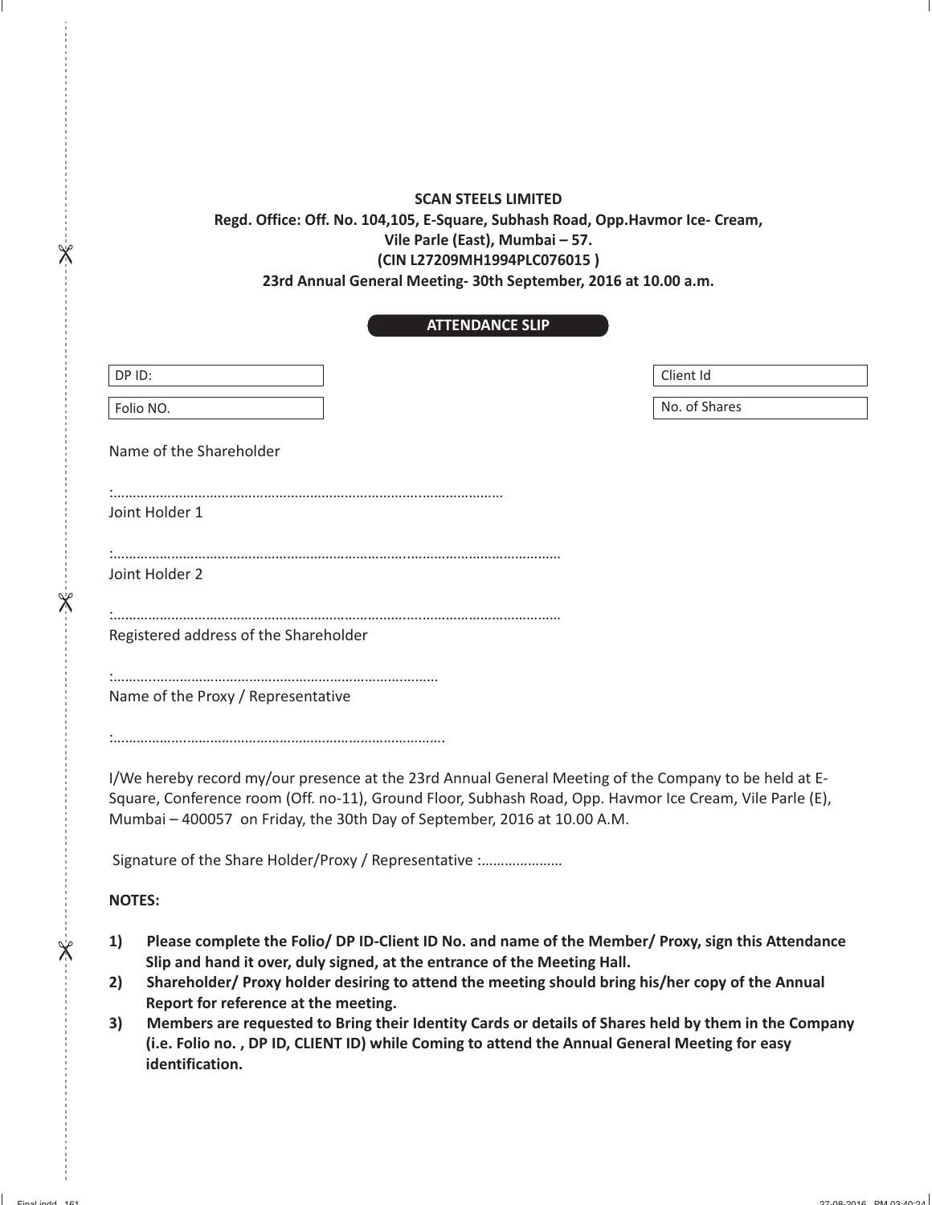**SCAN STEELS LIMITED**

**Regd. Office: Off. No. 104,105, E-Square, Subhash Road, Opp.Havmor Ice- Cream, Vile Parle (East), Mumbai – 57.**

**(CIN L27209MH1994PLC076015 )**

**23rd Annual General Meeting- 30th September, 2016 at 10.00 a.m.**

## ATTENDANCE SLIP

| DP ID: | Client Id |
|---|---|
| Folio NO. | No. of Shares |

Name of the Shareholder

:…………………………………………………………………………………………

Joint Holder 1

:………………………………………………………………………………………………………

Joint Holder 2

:………………………………………………………………………………………………………

Registered address of the Shareholder

:…………………………………………………………………………

Name of the Proxy / Representative

:…………………………………………………………………………….

I/We hereby record my/our presence at the 23rd Annual General Meeting of the Company to be held at E-Square, Conference room (Off. no-11), Ground Floor, Subhash Road, Opp. Havmor Ice Cream, Vile Parle (E), Mumbai – 400057 on Friday, the 30th Day of September, 2016 at 10.00 A.M.

Signature of the Share Holder/Proxy / Representative :…………………

**NOTES:**

1) **Please complete the Folio/ DP ID-Client ID No. and name of the Member/ Proxy, sign this Attendance Slip and hand it over, duly signed, at the entrance of the Meeting Hall.**
2) **Shareholder/ Proxy holder desiring to attend the meeting should bring his/her copy of the Annual Report for reference at the meeting.**
3) **Members are requested to Bring their Identity Cards or details of Shares held by them in the Company (i.e. Folio no. , DP ID, CLIENT ID) while Coming to attend the Annual General Meeting for easy identification.**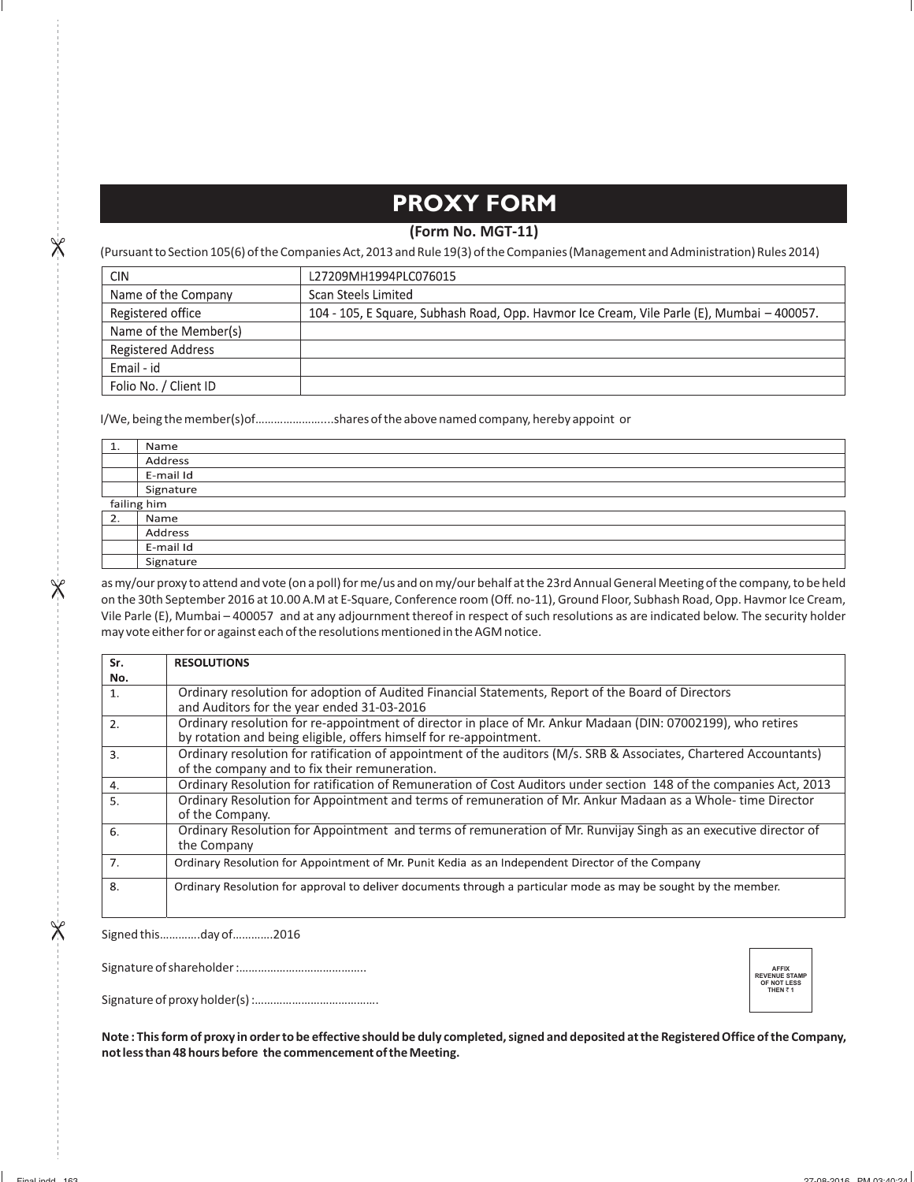# PROXY FORM

**(Form No. MGT-11)**

(Pursuant to Section 105(6) of the Companies Act, 2013 and Rule 19(3) of the Companies (Management and Administration) Rules 2014)

| CIN | L27209MH1994PLC076015 |
|---|---|
| Name of the Company | Scan Steels Limited |
| Registered office | 104 - 105, E Square, Subhash Road, Opp. Havmor Ice Cream, Vile Parle (E), Mumbai – 400057. |
| Name of the Member(s) | |
| Registered Address | |
| Email - id | |
| Folio No. / Client ID | |

I/We, being the member(s)of……………………..shares of the above named company, hereby appoint or

| 1. | Name |
|---|---|
| | Address |
| | E-mail Id |
| | Signature |

failing him

| 2. | Name |
|---|---|
| | Address |
| | E-mail Id |
| | Signature |

as my/our proxy to attend and vote (on a poll) for me/us and on my/our behalf at the 23rd Annual General Meeting of the company, to be held on the 30th September 2016 at 10.00 A.M at E-Square, Conference room (Off. no-11), Ground Floor, Subhash Road, Opp. Havmor Ice Cream, Vile Parle (E), Mumbai – 400057 and at any adjournment thereof in respect of such resolutions as are indicated below. The security holder may vote either for or against each of the resolutions mentioned in the AGM notice.

| Sr. No. | RESOLUTIONS |
|---|---|
| 1. | Ordinary resolution for adoption of Audited Financial Statements, Report of the Board of Directors and Auditors for the year ended 31-03-2016 |
| 2. | Ordinary resolution for re-appointment of director in place of Mr. Ankur Madaan (DIN: 07002199), who retires by rotation and being eligible, offers himself for re-appointment. |
| 3. | Ordinary resolution for ratification of appointment of the auditors (M/s. SRB & Associates, Chartered Accountants) of the company and to fix their remuneration. |
| 4. | Ordinary Resolution for ratification of Remuneration of Cost Auditors under section 148 of the companies Act, 2013 |
| 5. | Ordinary Resolution for Appointment and terms of remuneration of Mr. Ankur Madaan as a Whole- time Director of the Company. |
| 6. | Ordinary Resolution for Appointment and terms of remuneration of Mr. Runvijay Singh as an executive director of the Company |
| 7. | Ordinary Resolution for Appointment of Mr. Punit Kedia as an Independent Director of the Company |
| 8. | Ordinary Resolution for approval to deliver documents through a particular mode as may be sought by the member. |

Signed this…………day of………….2016

Signature of shareholder :………………………………….

Signature of proxy holder(s) :………………………………….

AFFIX REVENUE STAMP OF NOT LESS THEN ₹ 1

**Note : This form of proxy in order to be effective should be duly completed, signed and deposited at the Registered Office of the Company, not less than 48 hours before the commencement of the Meeting.**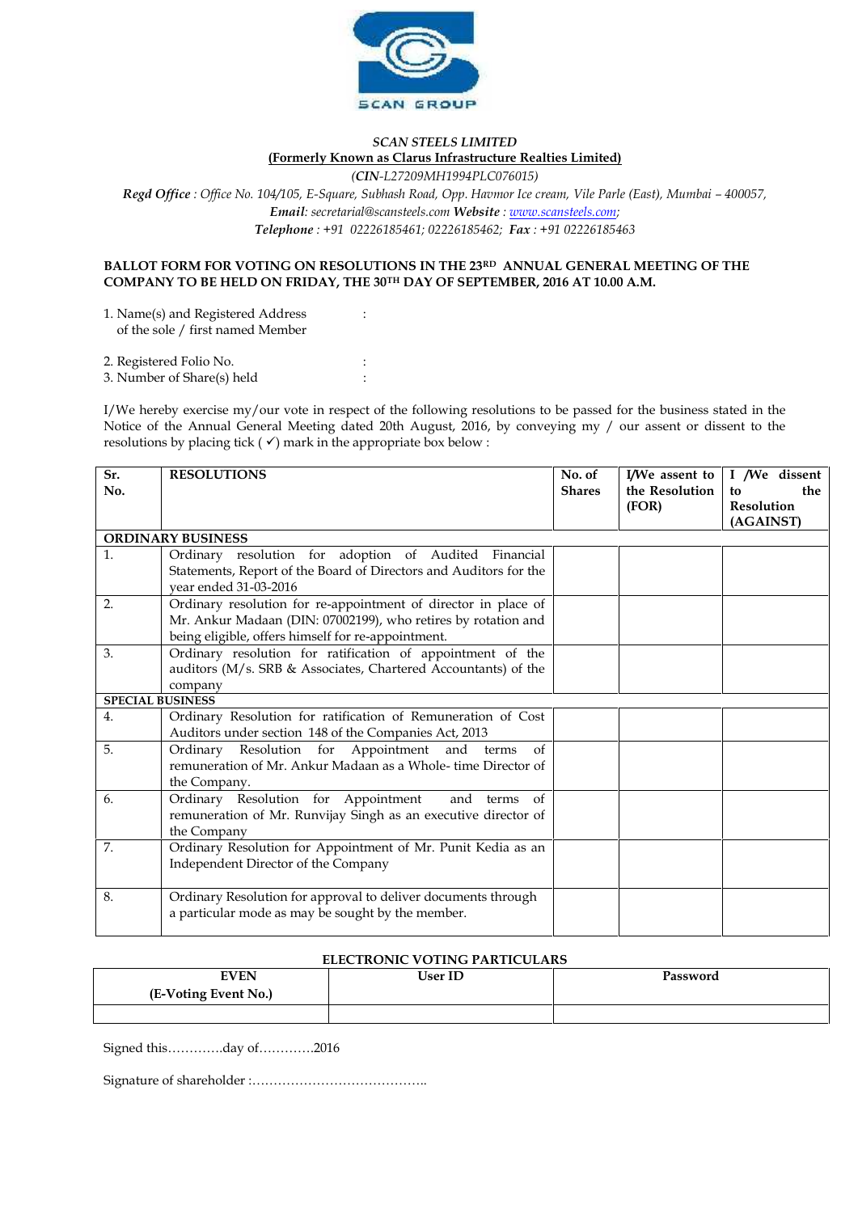SCAN GROUP

*SCAN STEELS LIMITED*

**(Formerly Known as Clarus Infrastructure Realties Limited)**

*(**CIN**-L27209MH1994PLC076015)*

***Regd Office** : Office No. 104/105, E-Square, Subhash Road, Opp. Havmor Ice cream, Vile Parle (East), Mumbai – 400057,*

***Email**: secretarial@scansteels.com **Website** : www.scansteels.com;*

***Telephone** : +91 02226185461; 02226185462; **Fax** : +91 02226185463*

**BALLOT FORM FOR VOTING ON RESOLUTIONS IN THE 23RD ANNUAL GENERAL MEETING OF THE COMPANY TO BE HELD ON FRIDAY, THE 30TH DAY OF SEPTEMBER, 2016 AT 10.00 A.M.**

1. Name(s) and Registered Address of the sole / first named Member :

2. Registered Folio No. :
3. Number of Share(s) held :

I/We hereby exercise my/our vote in respect of the following resolutions to be passed for the business stated in the Notice of the Annual General Meeting dated 20th August, 2016, by conveying my / our assent or dissent to the resolutions by placing tick ( ✓) mark in the appropriate box below :

| Sr. No. | RESOLUTIONS | No. of Shares | I/We assent to the Resolution (FOR) | I /We dissent to the Resolution (AGAINST) |
|---|---|---|---|---|
| **ORDINARY BUSINESS** | | | | |
| 1. | Ordinary resolution for adoption of Audited Financial Statements, Report of the Board of Directors and Auditors for the year ended 31-03-2016 | | | |
| 2. | Ordinary resolution for re-appointment of director in place of Mr. Ankur Madaan (DIN: 07002199), who retires by rotation and being eligible, offers himself for re-appointment. | | | |
| 3. | Ordinary resolution for ratification of appointment of the auditors (M/s. SRB & Associates, Chartered Accountants) of the company | | | |
| **SPECIAL BUSINESS** | | | | |
| 4. | Ordinary Resolution for ratification of Remuneration of Cost Auditors under section 148 of the Companies Act, 2013 | | | |
| 5. | Ordinary Resolution for Appointment and terms of remuneration of Mr. Ankur Madaan as a Whole- time Director of the Company. | | | |
| 6. | Ordinary Resolution for Appointment and terms of remuneration of Mr. Runvijay Singh as an executive director of the Company | | | |
| 7. | Ordinary Resolution for Appointment of Mr. Punit Kedia as an Independent Director of the Company | | | |
| 8. | Ordinary Resolution for approval to deliver documents through a particular mode as may be sought by the member. | | | |

**ELECTRONIC VOTING PARTICULARS**

| EVEN (E-Voting Event No.) | User ID | Password |
|---|---|---|
| | | |

Signed this………….day of………….2016

Signature of shareholder :…………………………………..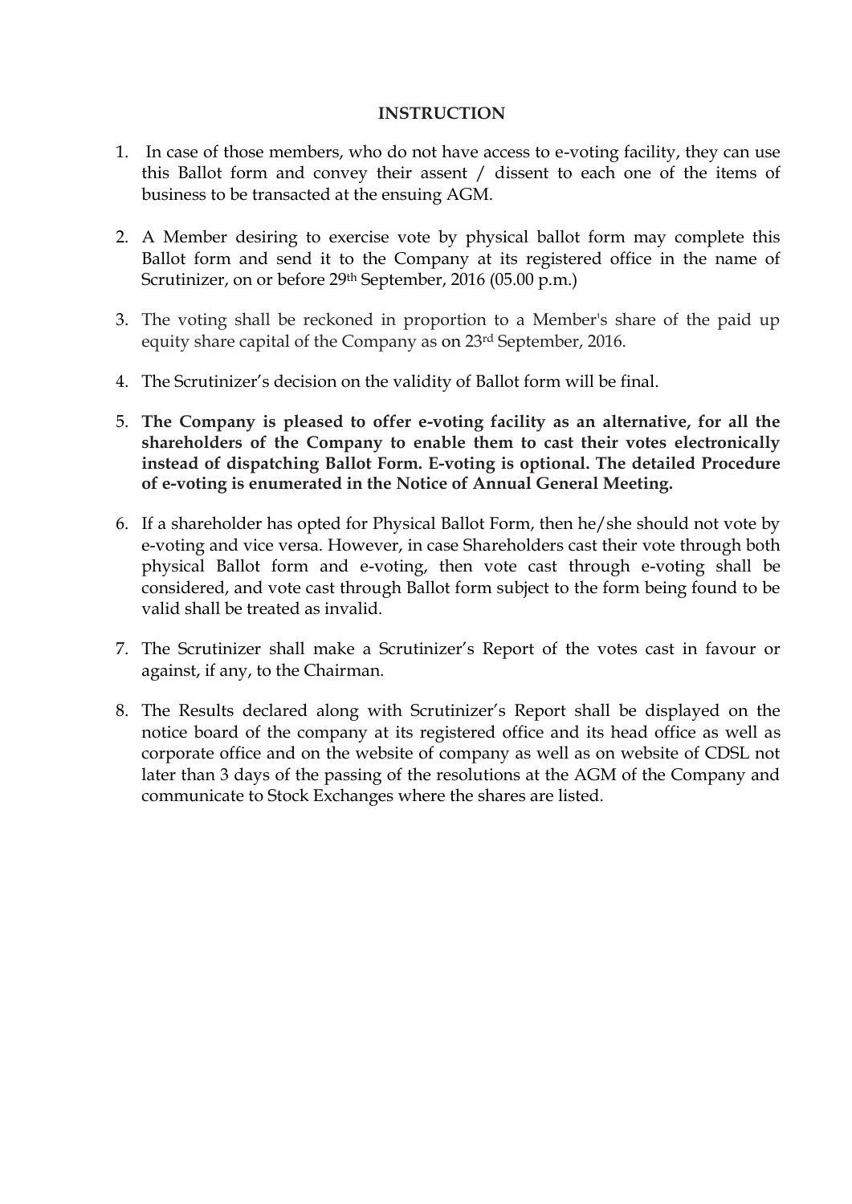## INSTRUCTION

1. In case of those members, who do not have access to e-voting facility, they can use this Ballot form and convey their assent / dissent to each one of the items of business to be transacted at the ensuing AGM.

2. A Member desiring to exercise vote by physical ballot form may complete this Ballot form and send it to the Company at its registered office in the name of Scrutinizer, on or before 29th September, 2016 (05.00 p.m.)

3. The voting shall be reckoned in proportion to a Member's share of the paid up equity share capital of the Company as on 23rd September, 2016.

4. The Scrutinizer's decision on the validity of Ballot form will be final.

5. **The Company is pleased to offer e-voting facility as an alternative, for all the shareholders of the Company to enable them to cast their votes electronically instead of dispatching Ballot Form. E-voting is optional. The detailed Procedure of e-voting is enumerated in the Notice of Annual General Meeting.**

6. If a shareholder has opted for Physical Ballot Form, then he/she should not vote by e-voting and vice versa. However, in case Shareholders cast their vote through both physical Ballot form and e-voting, then vote cast through e-voting shall be considered, and vote cast through Ballot form subject to the form being found to be valid shall be treated as invalid.

7. The Scrutinizer shall make a Scrutinizer's Report of the votes cast in favour or against, if any, to the Chairman.

8. The Results declared along with Scrutinizer's Report shall be displayed on the notice board of the company at its registered office and its head office as well as corporate office and on the website of company as well as on website of CDSL not later than 3 days of the passing of the resolutions at the AGM of the Company and communicate to Stock Exchanges where the shares are listed.